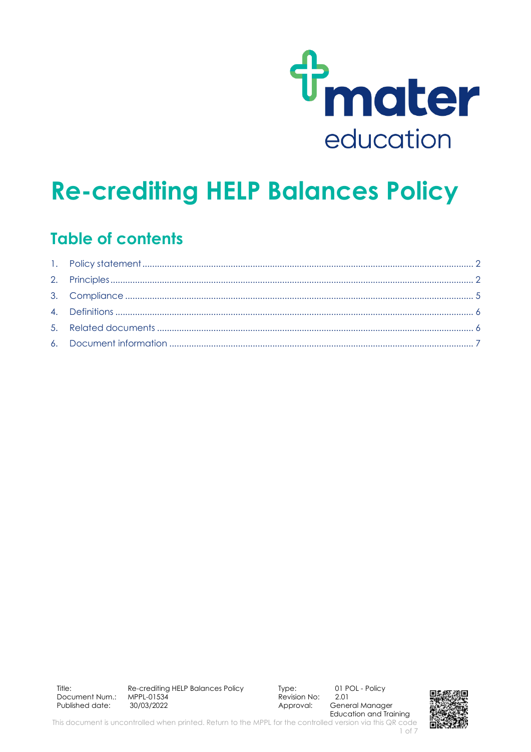# Re-crediting HELP Balances Policy

## Table of contents

1. Policy statement ..... 2
2. Principles ..... 2
3. Compliance ..... 5
4. Definitions ..... 6
5. Related documents ..... 6
6. Document information ..... 7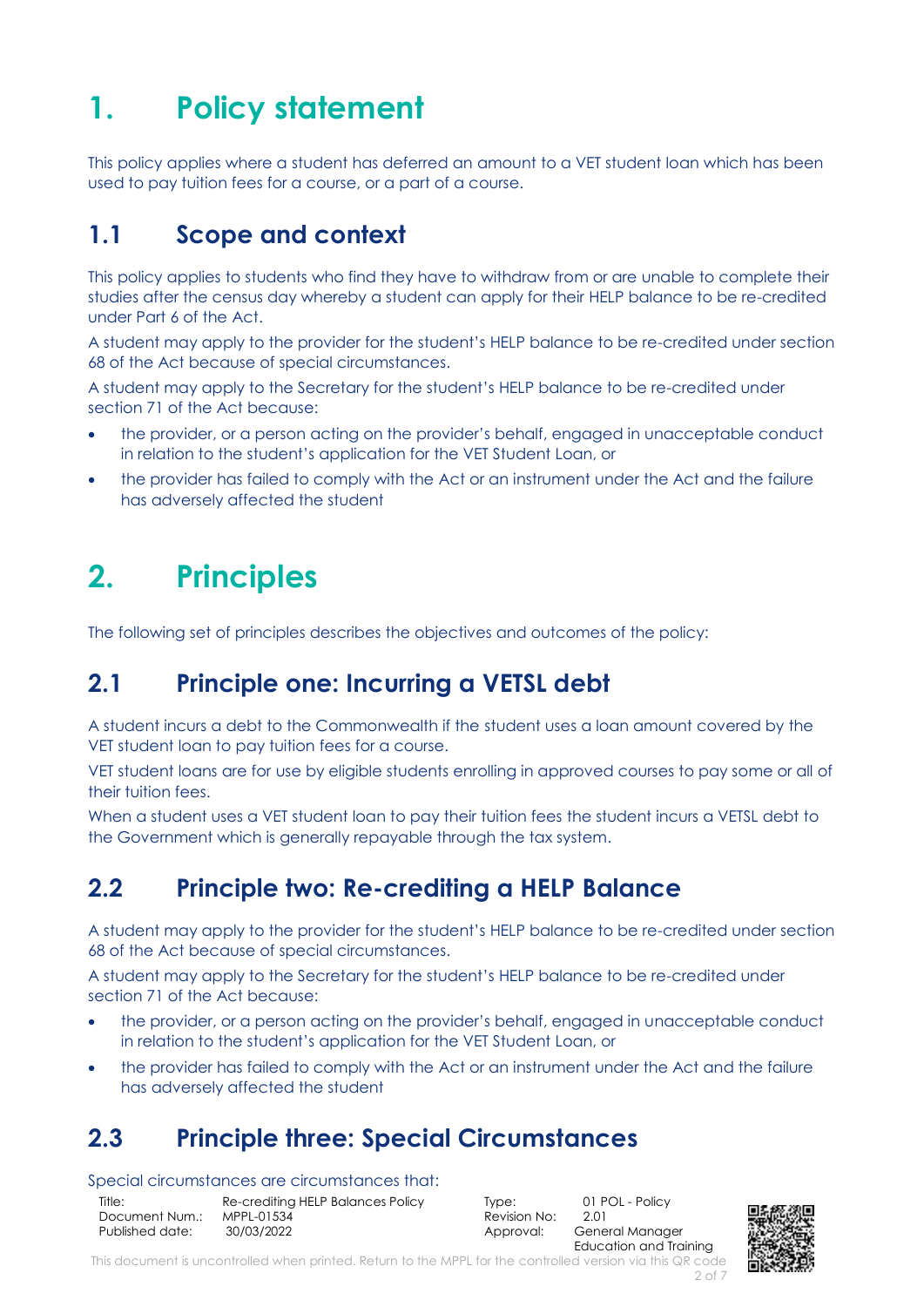# 1. Policy statement

This policy applies where a student has deferred an amount to a VET student loan which has been used to pay tuition fees for a course, or a part of a course.

## 1.1 Scope and context

This policy applies to students who find they have to withdraw from or are unable to complete their studies after the census day whereby a student can apply for their HELP balance to be re-credited under Part 6 of the Act.

A student may apply to the provider for the student's HELP balance to be re-credited under section 68 of the Act because of special circumstances.

A student may apply to the Secretary for the student's HELP balance to be re-credited under section 71 of the Act because:

- the provider, or a person acting on the provider's behalf, engaged in unacceptable conduct in relation to the student's application for the VET Student Loan, or
- the provider has failed to comply with the Act or an instrument under the Act and the failure has adversely affected the student

# 2. Principles

The following set of principles describes the objectives and outcomes of the policy:

## 2.1 Principle one: Incurring a VETSL debt

A student incurs a debt to the Commonwealth if the student uses a loan amount covered by the VET student loan to pay tuition fees for a course.

VET student loans are for use by eligible students enrolling in approved courses to pay some or all of their tuition fees.

When a student uses a VET student loan to pay their tuition fees the student incurs a VETSL debt to the Government which is generally repayable through the tax system.

## 2.2 Principle two: Re-crediting a HELP Balance

A student may apply to the provider for the student's HELP balance to be re-credited under section 68 of the Act because of special circumstances.

A student may apply to the Secretary for the student's HELP balance to be re-credited under section 71 of the Act because:

- the provider, or a person acting on the provider's behalf, engaged in unacceptable conduct in relation to the student's application for the VET Student Loan, or
- the provider has failed to comply with the Act or an instrument under the Act and the failure has adversely affected the student

## 2.3 Principle three: Special Circumstances

Special circumstances are circumstances that: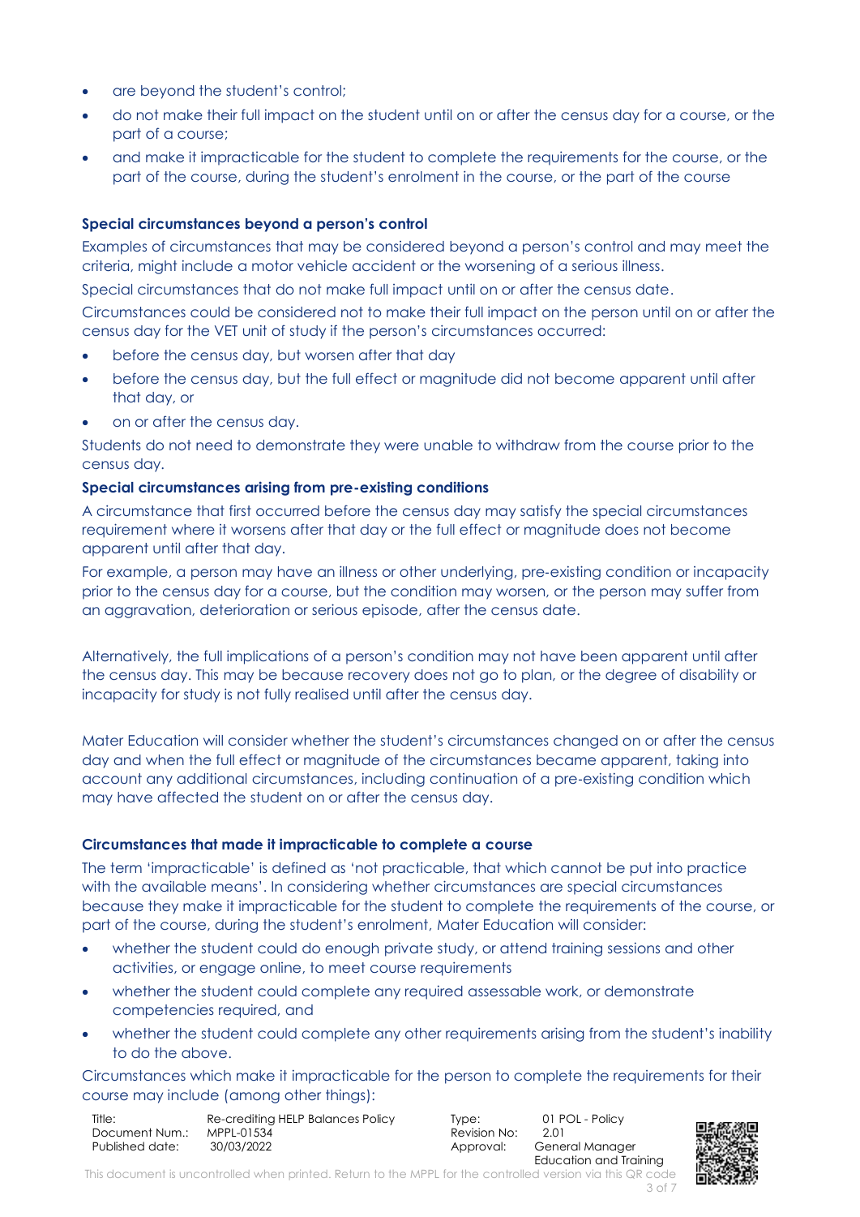- are beyond the student's control;
- do not make their full impact on the student until on or after the census day for a course, or the part of a course;
- and make it impracticable for the student to complete the requirements for the course, or the part of the course, during the student's enrolment in the course, or the part of the course

**Special circumstances beyond a person's control**

Examples of circumstances that may be considered beyond a person's control and may meet the criteria, might include a motor vehicle accident or the worsening of a serious illness.

Special circumstances that do not make full impact until on or after the census date.

Circumstances could be considered not to make their full impact on the person until on or after the census day for the VET unit of study if the person's circumstances occurred:

- before the census day, but worsen after that day
- before the census day, but the full effect or magnitude did not become apparent until after that day, or
- on or after the census day.

Students do not need to demonstrate they were unable to withdraw from the course prior to the census day.

**Special circumstances arising from pre-existing conditions**

A circumstance that first occurred before the census day may satisfy the special circumstances requirement where it worsens after that day or the full effect or magnitude does not become apparent until after that day.

For example, a person may have an illness or other underlying, pre-existing condition or incapacity prior to the census day for a course, but the condition may worsen, or the person may suffer from an aggravation, deterioration or serious episode, after the census date.

Alternatively, the full implications of a person's condition may not have been apparent until after the census day. This may be because recovery does not go to plan, or the degree of disability or incapacity for study is not fully realised until after the census day.

Mater Education will consider whether the student's circumstances changed on or after the census day and when the full effect or magnitude of the circumstances became apparent, taking into account any additional circumstances, including continuation of a pre-existing condition which may have affected the student on or after the census day.

**Circumstances that made it impracticable to complete a course**

The term 'impracticable' is defined as 'not practicable, that which cannot be put into practice with the available means'. In considering whether circumstances are special circumstances because they make it impracticable for the student to complete the requirements of the course, or part of the course, during the student's enrolment, Mater Education will consider:

- whether the student could do enough private study, or attend training sessions and other activities, or engage online, to meet course requirements
- whether the student could complete any required assessable work, or demonstrate competencies required, and
- whether the student could complete any other requirements arising from the student's inability to do the above.

Circumstances which make it impracticable for the person to complete the requirements for their course may include (among other things):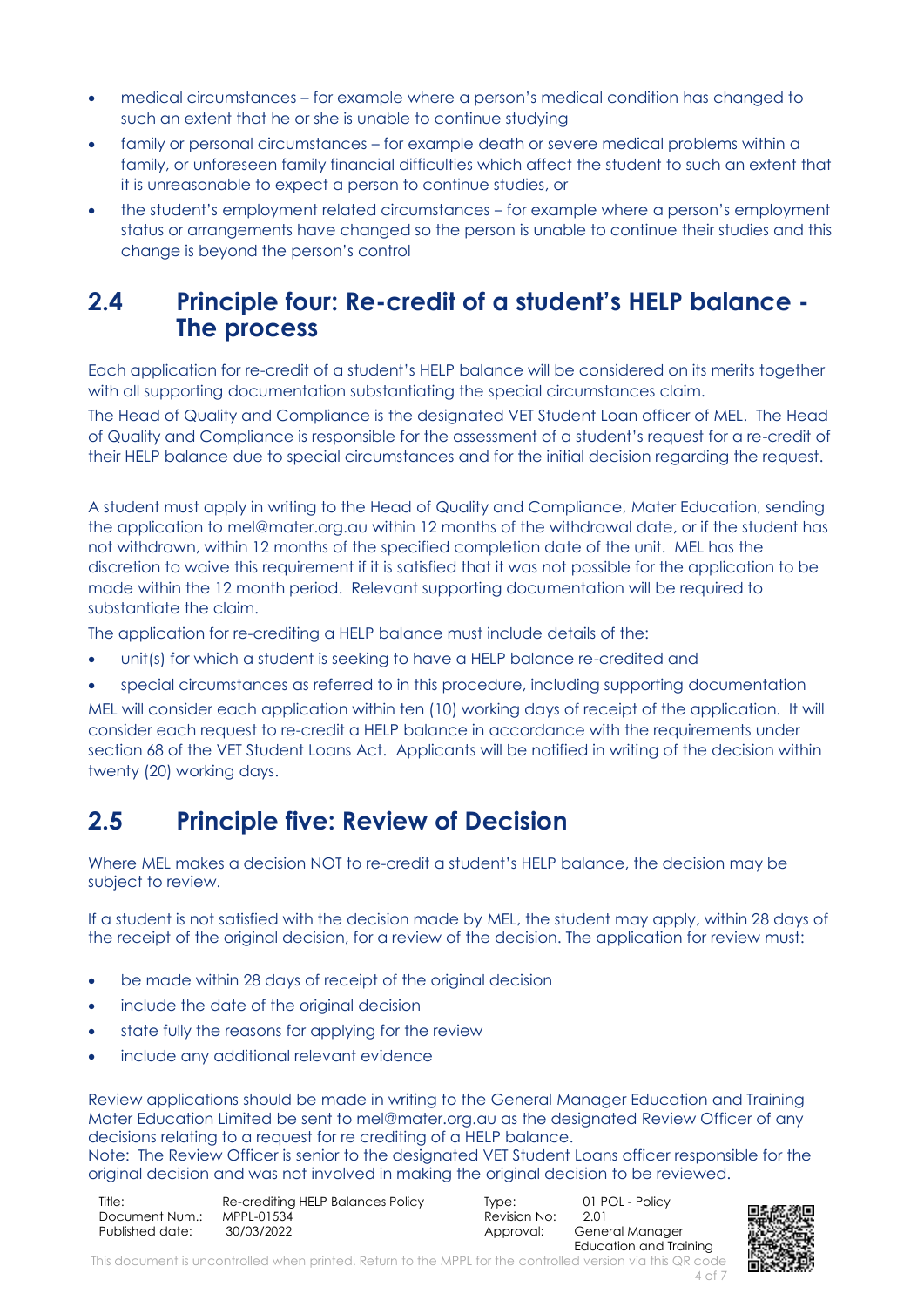- medical circumstances – for example where a person's medical condition has changed to such an extent that he or she is unable to continue studying
- family or personal circumstances – for example death or severe medical problems within a family, or unforeseen family financial difficulties which affect the student to such an extent that it is unreasonable to expect a person to continue studies, or
- the student's employment related circumstances – for example where a person's employment status or arrangements have changed so the person is unable to continue their studies and this change is beyond the person's control

## 2.4 Principle four: Re-credit of a student's HELP balance - The process

Each application for re-credit of a student's HELP balance will be considered on its merits together with all supporting documentation substantiating the special circumstances claim.

The Head of Quality and Compliance is the designated VET Student Loan officer of MEL. The Head of Quality and Compliance is responsible for the assessment of a student's request for a re-credit of their HELP balance due to special circumstances and for the initial decision regarding the request.

A student must apply in writing to the Head of Quality and Compliance, Mater Education, sending the application to mel@mater.org.au within 12 months of the withdrawal date, or if the student has not withdrawn, within 12 months of the specified completion date of the unit. MEL has the discretion to waive this requirement if it is satisfied that it was not possible for the application to be made within the 12 month period. Relevant supporting documentation will be required to substantiate the claim.

The application for re-crediting a HELP balance must include details of the:

- unit(s) for which a student is seeking to have a HELP balance re-credited and
- special circumstances as referred to in this procedure, including supporting documentation

MEL will consider each application within ten (10) working days of receipt of the application. It will consider each request to re-credit a HELP balance in accordance with the requirements under section 68 of the VET Student Loans Act. Applicants will be notified in writing of the decision within twenty (20) working days.

## 2.5 Principle five: Review of Decision

Where MEL makes a decision NOT to re-credit a student's HELP balance, the decision may be subject to review.

If a student is not satisfied with the decision made by MEL, the student may apply, within 28 days of the receipt of the original decision, for a review of the decision. The application for review must:

- be made within 28 days of receipt of the original decision
- include the date of the original decision
- state fully the reasons for applying for the review
- include any additional relevant evidence

Review applications should be made in writing to the General Manager Education and Training Mater Education Limited be sent to mel@mater.org.au as the designated Review Officer of any decisions relating to a request for re crediting of a HELP balance.

Note: The Review Officer is senior to the designated VET Student Loans officer responsible for the original decision and was not involved in making the original decision to be reviewed.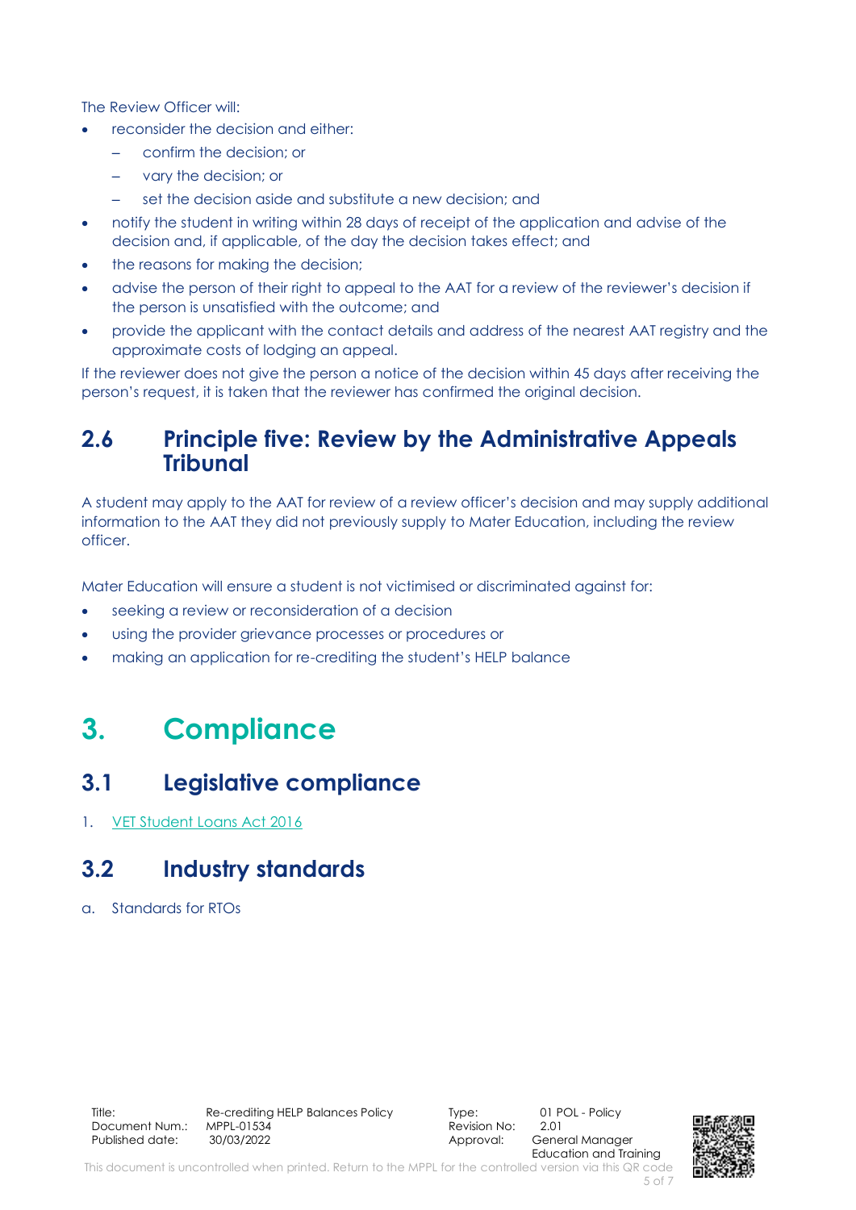The Review Officer will:

- reconsider the decision and either:
  - confirm the decision; or
  - vary the decision; or
  - set the decision aside and substitute a new decision; and
- notify the student in writing within 28 days of receipt of the application and advise of the decision and, if applicable, of the day the decision takes effect; and
- the reasons for making the decision;
- advise the person of their right to appeal to the AAT for a review of the reviewer's decision if the person is unsatisfied with the outcome; and
- provide the applicant with the contact details and address of the nearest AAT registry and the approximate costs of lodging an appeal.

If the reviewer does not give the person a notice of the decision within 45 days after receiving the person's request, it is taken that the reviewer has confirmed the original decision.

## 2.6 Principle five: Review by the Administrative Appeals Tribunal

A student may apply to the AAT for review of a review officer's decision and may supply additional information to the AAT they did not previously supply to Mater Education, including the review officer.

Mater Education will ensure a student is not victimised or discriminated against for:

- seeking a review or reconsideration of a decision
- using the provider grievance processes or procedures or
- making an application for re-crediting the student's HELP balance

# 3. Compliance

## 3.1 Legislative compliance

1. VET Student Loans Act 2016

## 3.2 Industry standards

a. Standards for RTOs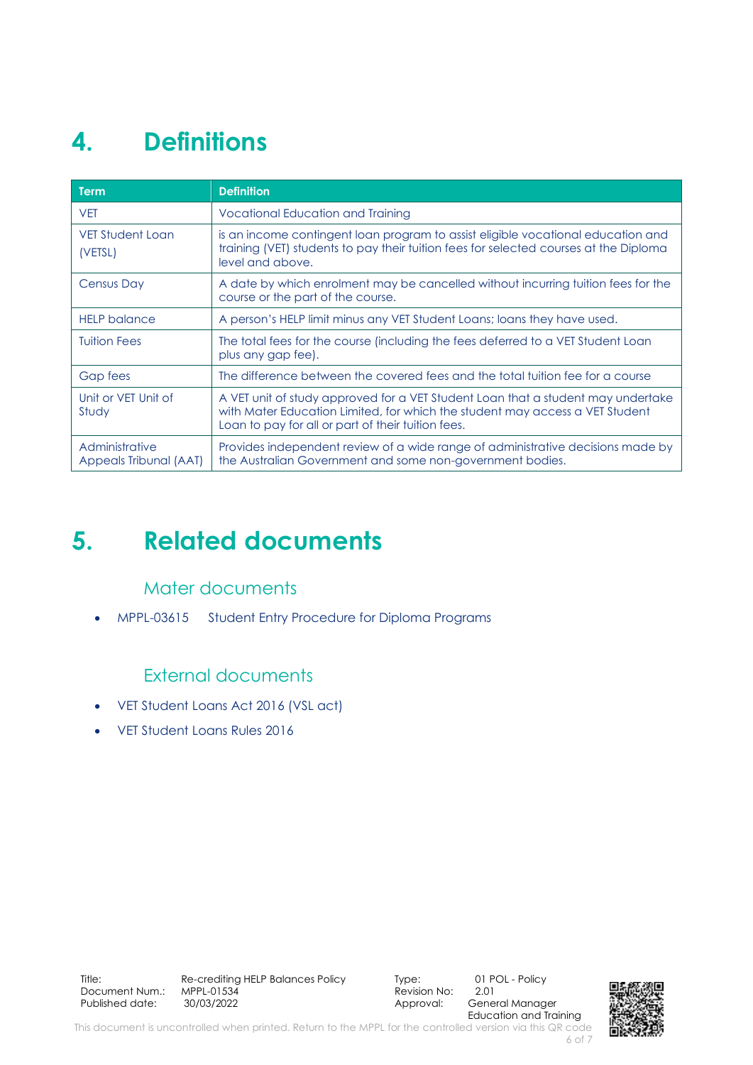# 4. Definitions

| Term | Definition |
|---|---|
| VET | Vocational Education and Training |
| VET Student Loan (VETSL) | is an income contingent loan program to assist eligible vocational education and training (VET) students to pay their tuition fees for selected courses at the Diploma level and above. |
| Census Day | A date by which enrolment may be cancelled without incurring tuition fees for the course or the part of the course. |
| HELP balance | A person's HELP limit minus any VET Student Loans; loans they have used. |
| Tuition Fees | The total fees for the course (including the fees deferred to a VET Student Loan plus any gap fee). |
| Gap fees | The difference between the covered fees and the total tuition fee for a course |
| Unit or VET Unit of Study | A VET unit of study approved for a VET Student Loan that a student may undertake with Mater Education Limited, for which the student may access a VET Student Loan to pay for all or part of their tuition fees. |
| Administrative Appeals Tribunal (AAT) | Provides independent review of a wide range of administrative decisions made by the Australian Government and some non-government bodies. |

# 5. Related documents

## Mater documents

- MPPL-03615 Student Entry Procedure for Diploma Programs

## External documents

- VET Student Loans Act 2016 (VSL act)
- VET Student Loans Rules 2016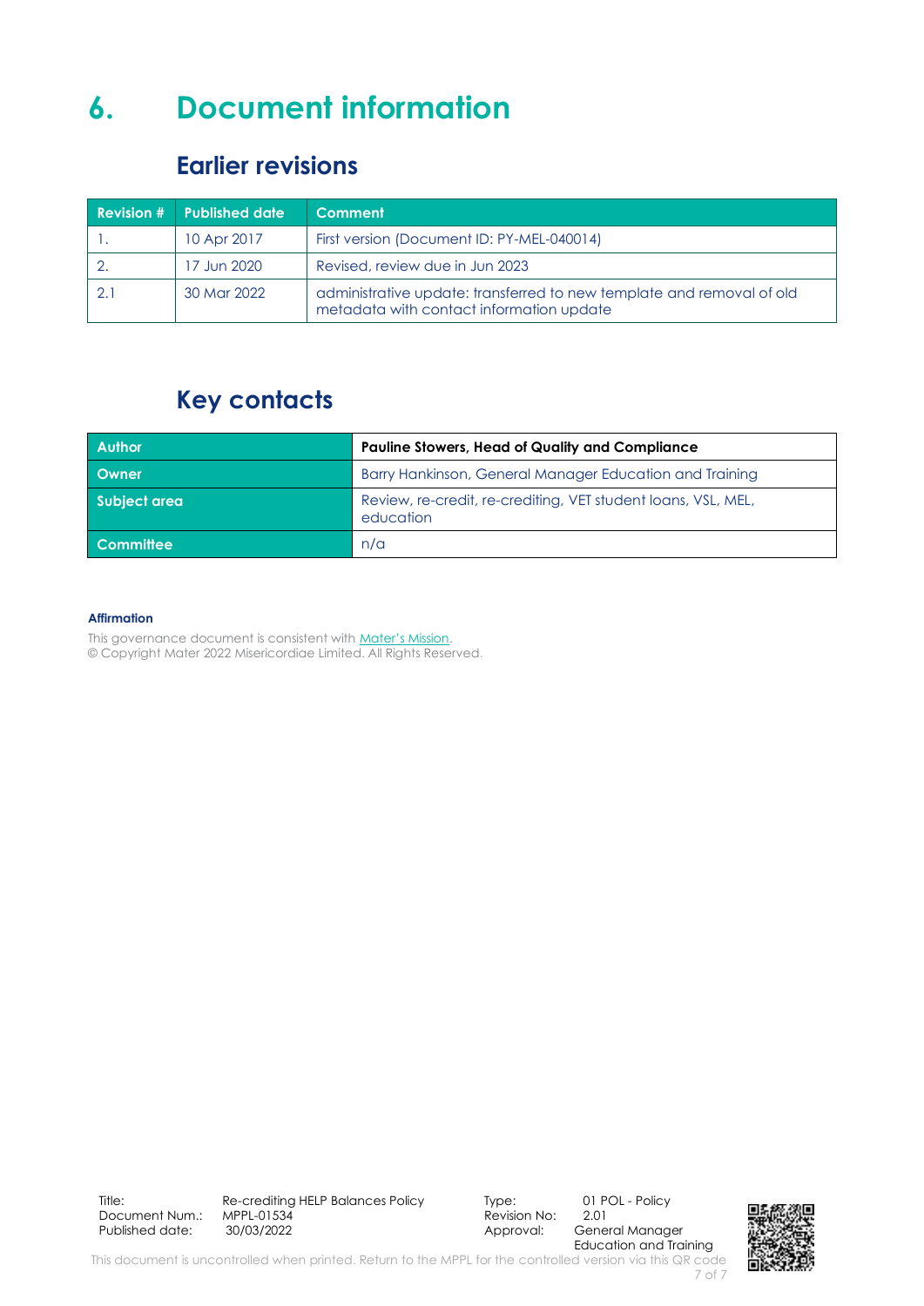# 6. Document information

## Earlier revisions

| Revision # | Published date | Comment |
|---|---|---|
| 1. | 10 Apr 2017 | First version (Document ID: PY-MEL-040014) |
| 2. | 17 Jun 2020 | Revised, review due in Jun 2023 |
| 2.1 | 30 Mar 2022 | administrative update: transferred to new template and removal of old metadata with contact information update |

## Key contacts

| | |
|---|---|
| Author | **Pauline Stowers, Head of Quality and Compliance** |
| Owner | Barry Hankinson, General Manager Education and Training |
| Subject area | Review, re-credit, re-crediting, VET student loans, VSL, MEL, education |
| Committee | n/a |

**Affirmation**

This governance document is consistent with Mater's Mission.
© Copyright Mater 2022 Misericordiae Limited. All Rights Reserved.